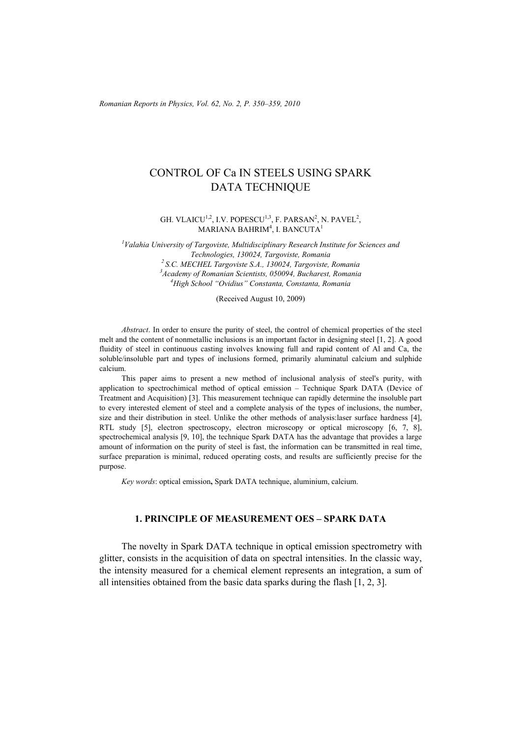# CONTROL OF Ca IN STEELS USING SPARK DATA TECHNIQUE

GH. VLAICU[1,2], I.V. POPESCU[1,3], F. PARSAN[2], N. PAVEL[2], MARIANA BAHRIM[4], I. BANCUTA[1]

[1]*Valahia University of Targoviste, Multidisciplinary Research Institute for Sciences and Technologies, 130024, Targoviste, Romania*
[2]*S.C. MECHEL Targoviste S.A., 130024, Targoviste, Romania*
[3]*Academy of Romanian Scientists, 050094, Bucharest, Romania*
[4]*High School "Ovidius" Constanta, Constanta, Romania*

(Received August 10, 2009)

*Abstract*. In order to ensure the purity of steel, the control of chemical properties of the steel melt and the content of nonmetallic inclusions is an important factor in designing steel [1, 2]. A good fluidity of steel in continuous casting involves knowing full and rapid content of Al and Ca, the soluble/insoluble part and types of inclusions formed, primarily aluminatul calcium and sulphide calcium.

This paper aims to present a new method of inclusional analysis of steel's purity, with application to spectrochimical method of optical emission – Technique Spark DATA (Device of Treatment and Acquisition) [3]. This measurement technique can rapidly determine the insoluble part to every interested element of steel and a complete analysis of the types of inclusions, the number, size and their distribution in steel. Unlike the other methods of analysis:laser surface hardness [4], RTL study [5], electron spectroscopy, electron microscopy or optical microscopy [6, 7, 8], spectrochemical analysis [9, 10], the technique Spark DATA has the advantage that provides a large amount of information on the purity of steel is fast, the information can be transmitted in real time, surface preparation is minimal, reduced operating costs, and results are sufficiently precise for the purpose.

*Key words*: optical emission**,** Spark DATA technique, aluminium, calcium.

## 1. PRINCIPLE OF MEASUREMENT OES – SPARK DATA

The novelty in Spark DATA technique in optical emission spectrometry with glitter, consists in the acquisition of data on spectral intensities. In the classic way, the intensity measured for a chemical element represents an integration, a sum of all intensities obtained from the basic data sparks during the flash [1, 2, 3].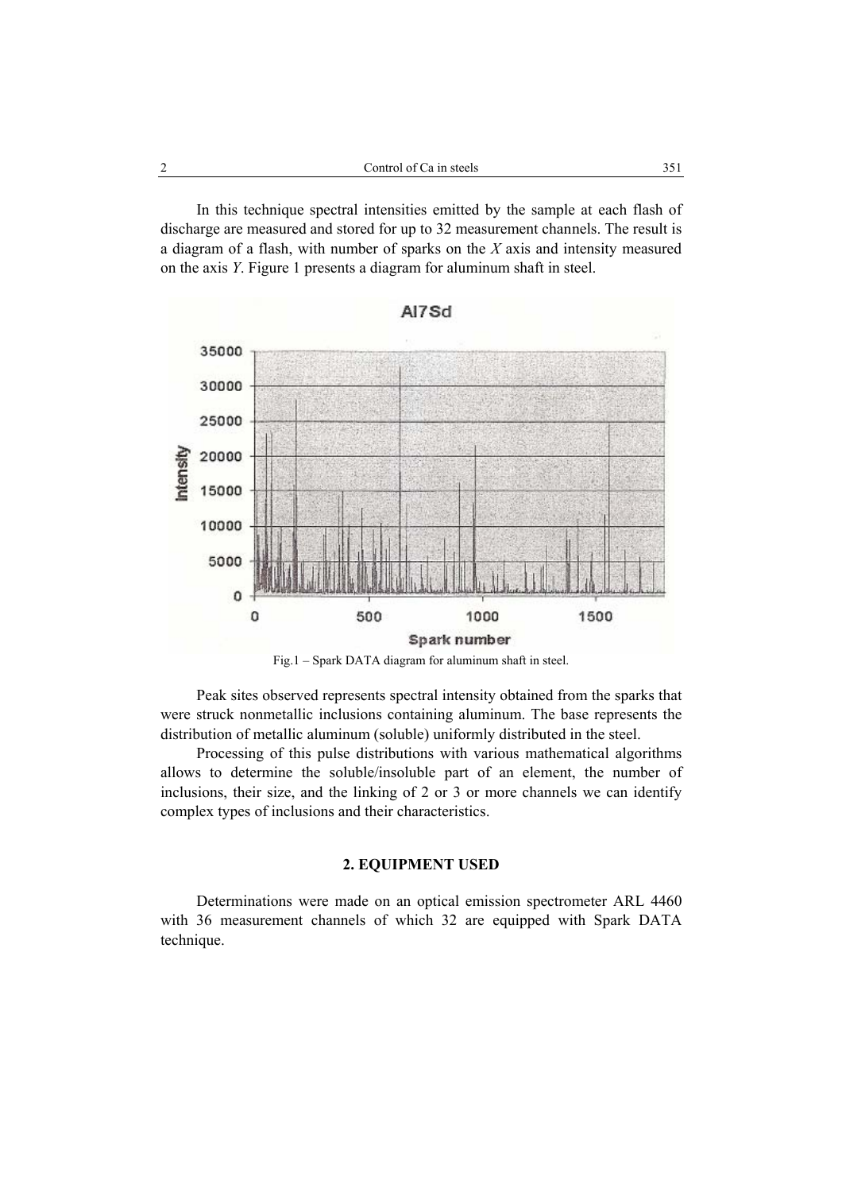In this technique spectral intensities emitted by the sample at each flash of discharge are measured and stored for up to 32 measurement channels. The result is a diagram of a flash, with number of sparks on the *X* axis and intensity measured on the axis *Y*. Figure 1 presents a diagram for aluminum shaft in steel.

Fig.1 – Spark DATA diagram for aluminum shaft in steel.

Peak sites observed represents spectral intensity obtained from the sparks that were struck nonmetallic inclusions containing aluminum. The base represents the distribution of metallic aluminum (soluble) uniformly distributed in the steel.

Processing of this pulse distributions with various mathematical algorithms allows to determine the soluble/insoluble part of an element, the number of inclusions, their size, and the linking of 2 or 3 or more channels we can identify complex types of inclusions and their characteristics.

## 2. EQUIPMENT USED

Determinations were made on an optical emission spectrometer ARL 4460 with 36 measurement channels of which 32 are equipped with Spark DATA technique.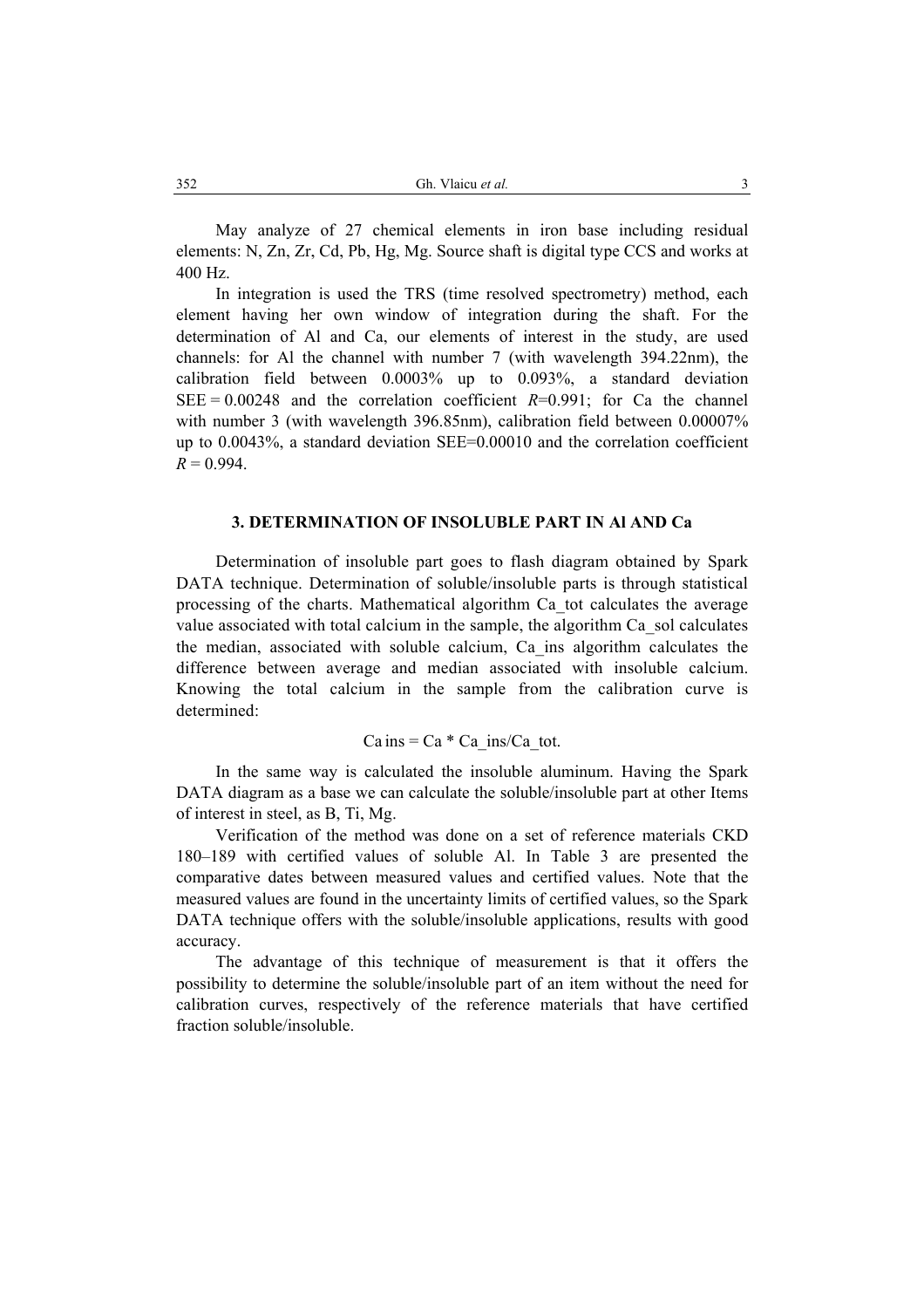May analyze of 27 chemical elements in iron base including residual elements: N, Zn, Zr, Cd, Pb, Hg, Mg. Source shaft is digital type CCS and works at 400 Hz.

In integration is used the TRS (time resolved spectrometry) method, each element having her own window of integration during the shaft. For the determination of Al and Ca, our elements of interest in the study, are used channels: for Al the channel with number 7 (with wavelength 394.22nm), the calibration field between 0.0003% up to 0.093%, a standard deviation SEE = 0.00248 and the correlation coefficient $R$=0.991; for Ca the channel with number 3 (with wavelength 396.85nm), calibration field between 0.00007% up to 0.0043%, a standard deviation SEE=0.00010 and the correlation coefficient $R$ = 0.994.

## 3. DETERMINATION OF INSOLUBLE PART IN Al AND Ca

Determination of insoluble part goes to flash diagram obtained by Spark DATA technique. Determination of soluble/insoluble parts is through statistical processing of the charts. Mathematical algorithm Ca_tot calculates the average value associated with total calcium in the sample, the algorithm Ca_sol calculates the median, associated with soluble calcium, Ca_ins algorithm calculates the difference between average and median associated with insoluble calcium. Knowing the total calcium in the sample from the calibration curve is determined:

$$\text{Ca ins} = \text{Ca} * \text{Ca\_ins}/\text{Ca\_tot}.$$

In the same way is calculated the insoluble aluminum. Having the Spark DATA diagram as a base we can calculate the soluble/insoluble part at other Items of interest in steel, as B, Ti, Mg.

Verification of the method was done on a set of reference materials CKD 180–189 with certified values of soluble Al. In Table 3 are presented the comparative dates between measured values and certified values. Note that the measured values are found in the uncertainty limits of certified values, so the Spark DATA technique offers with the soluble/insoluble applications, results with good accuracy.

The advantage of this technique of measurement is that it offers the possibility to determine the soluble/insoluble part of an item without the need for calibration curves, respectively of the reference materials that have certified fraction soluble/insoluble.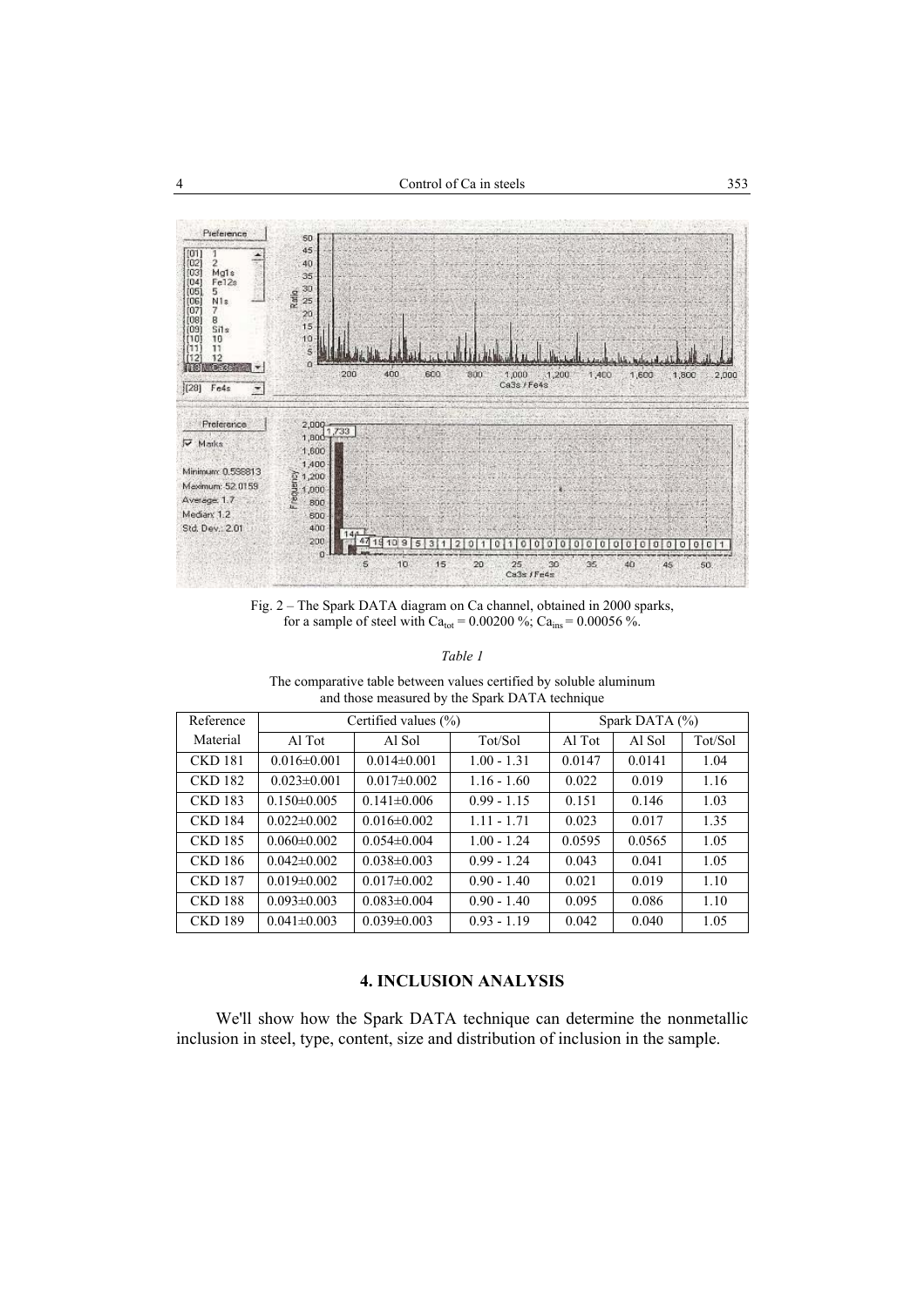Fig. 2 – The Spark DATA diagram on Ca channel, obtained in 2000 sparks, for a sample of steel with $Ca_{tot} = 0.00200$ %; $Ca_{ins} = 0.00056$ %.

*Table 1*

The comparative table between values certified by soluble aluminum and those measured by the Spark DATA technique

| Reference Material | Certified values (%) | | | Spark DATA (%) | | |
|---|---|---|---|---|---|---|
| | Al Tot | Al Sol | Tot/Sol | Al Tot | Al Sol | Tot/Sol |
| CKD 181 | 0.016±0.001 | 0.014±0.001 | 1.00 - 1.31 | 0.0147 | 0.0141 | 1.04 |
| CKD 182 | 0.023±0.001 | 0.017±0.002 | 1.16 - 1.60 | 0.022 | 0.019 | 1.16 |
| CKD 183 | 0.150±0.005 | 0.141±0.006 | 0.99 - 1.15 | 0.151 | 0.146 | 1.03 |
| CKD 184 | 0.022±0.002 | 0.016±0.002 | 1.11 - 1.71 | 0.023 | 0.017 | 1.35 |
| CKD 185 | 0.060±0.002 | 0.054±0.004 | 1.00 - 1.24 | 0.0595 | 0.0565 | 1.05 |
| CKD 186 | 0.042±0.002 | 0.038±0.003 | 0.99 - 1.24 | 0.043 | 0.041 | 1.05 |
| CKD 187 | 0.019±0.002 | 0.017±0.002 | 0.90 - 1.40 | 0.021 | 0.019 | 1.10 |
| CKD 188 | 0.093±0.003 | 0.083±0.004 | 0.90 - 1.40 | 0.095 | 0.086 | 1.10 |
| CKD 189 | 0.041±0.003 | 0.039±0.003 | 0.93 - 1.19 | 0.042 | 0.040 | 1.05 |

## 4. INCLUSION ANALYSIS

We'll show how the Spark DATA technique can determine the nonmetallic inclusion in steel, type, content, size and distribution of inclusion in the sample.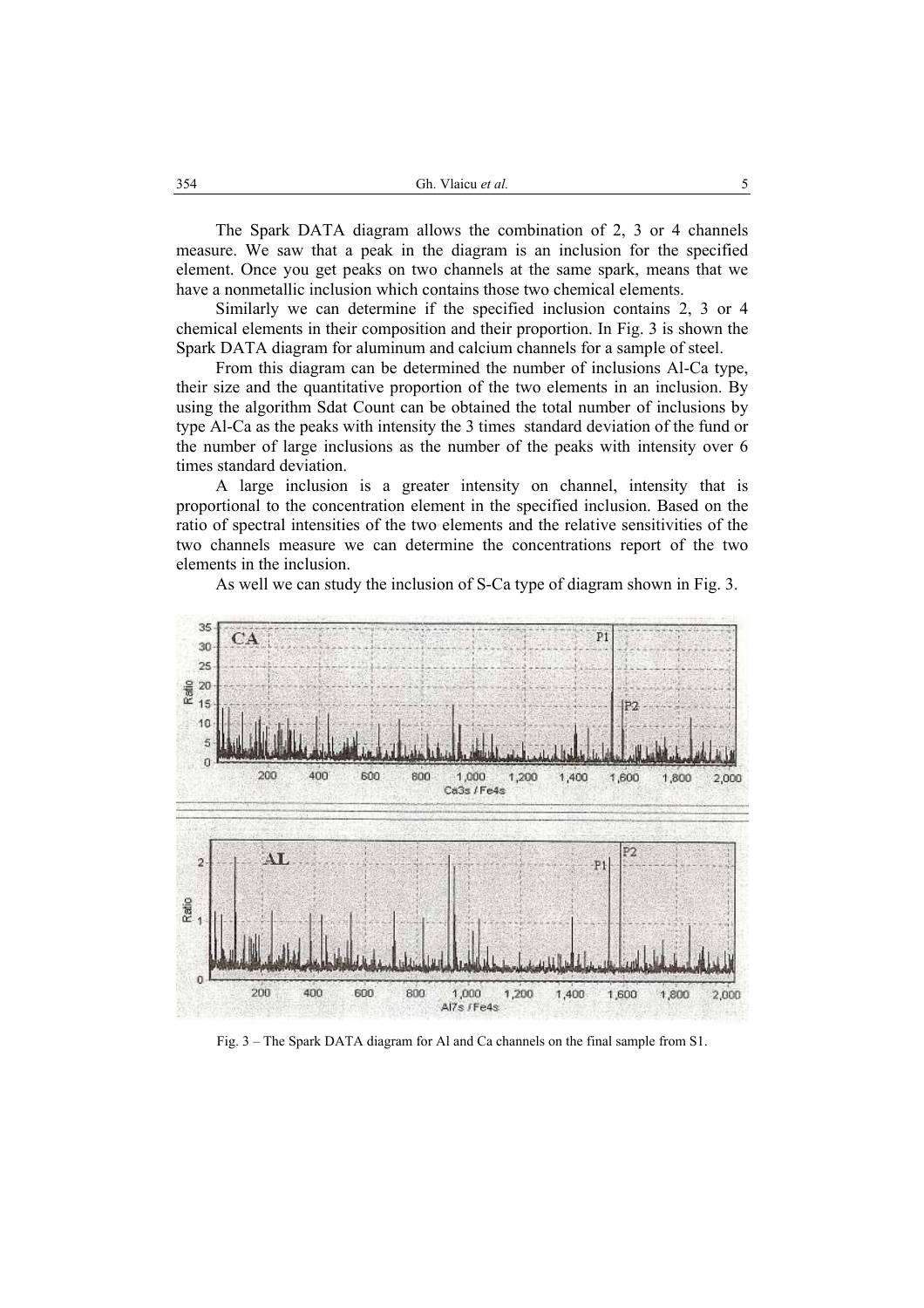The Spark DATA diagram allows the combination of 2, 3 or 4 channels measure. We saw that a peak in the diagram is an inclusion for the specified element. Once you get peaks on two channels at the same spark, means that we have a nonmetallic inclusion which contains those two chemical elements.

Similarly we can determine if the specified inclusion contains 2, 3 or 4 chemical elements in their composition and their proportion. In Fig. 3 is shown the Spark DATA diagram for aluminum and calcium channels for a sample of steel.

From this diagram can be determined the number of inclusions Al-Ca type, their size and the quantitative proportion of the two elements in an inclusion. By using the algorithm Sdat Count can be obtained the total number of inclusions by type Al-Ca as the peaks with intensity the 3 times standard deviation of the fund or the number of large inclusions as the number of the peaks with intensity over 6 times standard deviation.

A large inclusion is a greater intensity on channel, intensity that is proportional to the concentration element in the specified inclusion. Based on the ratio of spectral intensities of the two elements and the relative sensitivities of the two channels measure we can determine the concentrations report of the two elements in the inclusion.

As well we can study the inclusion of S-Ca type of diagram shown in Fig. 3.

Fig. 3 – The Spark DATA diagram for Al and Ca channels on the final sample from S1.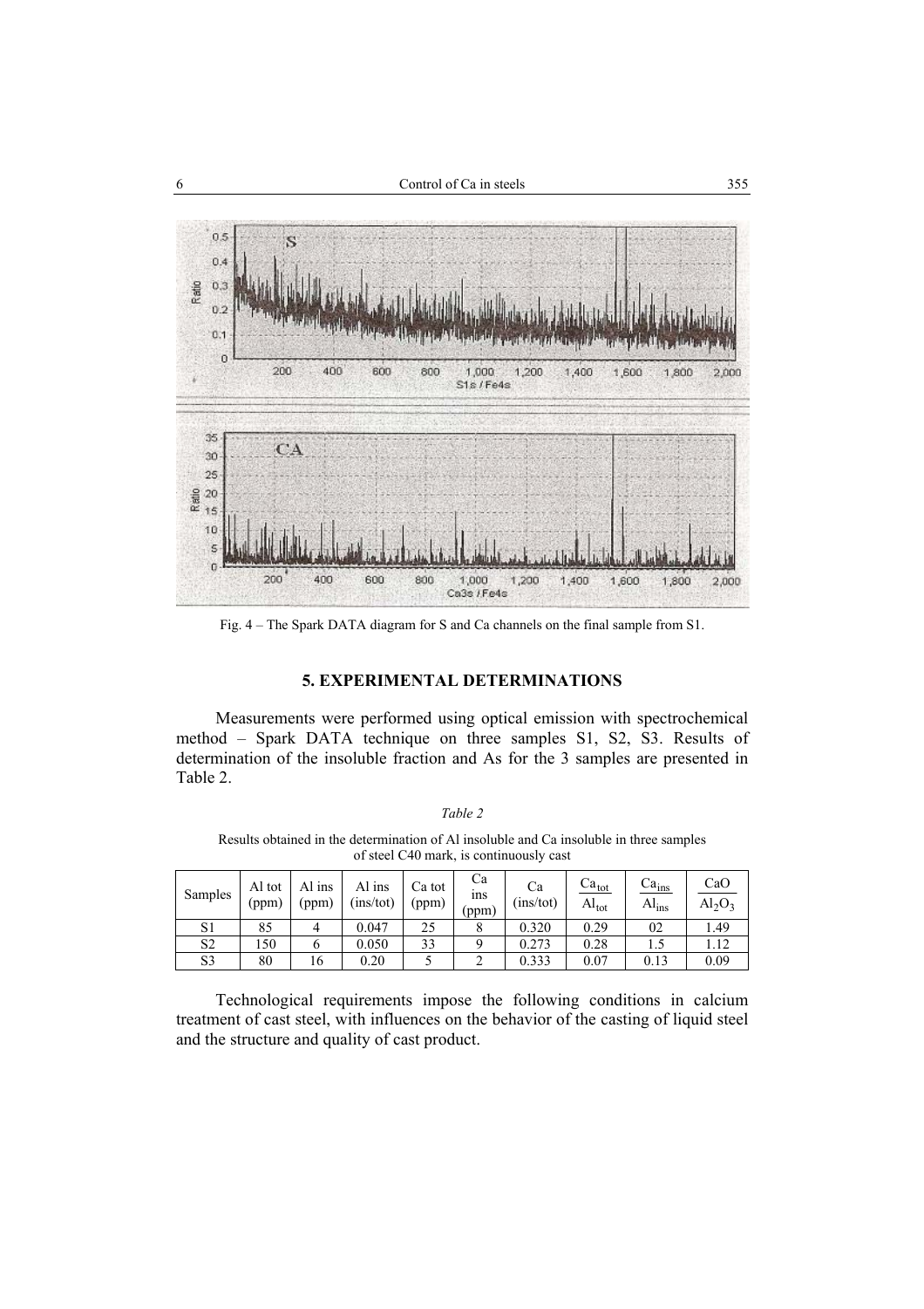Fig. 4 – The Spark DATA diagram for S and Ca channels on the final sample from S1.

## 5. EXPERIMENTAL DETERMINATIONS

Measurements were performed using optical emission with spectrochemical method – Spark DATA technique on three samples S1, S2, S3. Results of determination of the insoluble fraction and As for the 3 samples are presented in Table 2.

*Table 2*

Results obtained in the determination of Al insoluble and Ca insoluble in three samples of steel C40 mark, is continuously cast

| Samples | Al tot (ppm) | Al ins (ppm) | Al ins (ins/tot) | Ca tot (ppm) | Ca ins (ppm) | Ca (ins/tot) | $\frac{Ca_{tot}}{Al_{tot}}$ | $\frac{Ca_{ins}}{Al_{ins}}$ | $\frac{CaO}{Al_2O_3}$ |
|---|---|---|---|---|---|---|---|---|---|
| S1 | 85 | 4 | 0.047 | 25 | 8 | 0.320 | 0.29 | 02 | 1.49 |
| S2 | 150 | 6 | 0.050 | 33 | 9 | 0.273 | 0.28 | 1.5 | 1.12 |
| S3 | 80 | 16 | 0.20 | 5 | 2 | 0.333 | 0.07 | 0.13 | 0.09 |

Technological requirements impose the following conditions in calcium treatment of cast steel, with influences on the behavior of the casting of liquid steel and the structure and quality of cast product.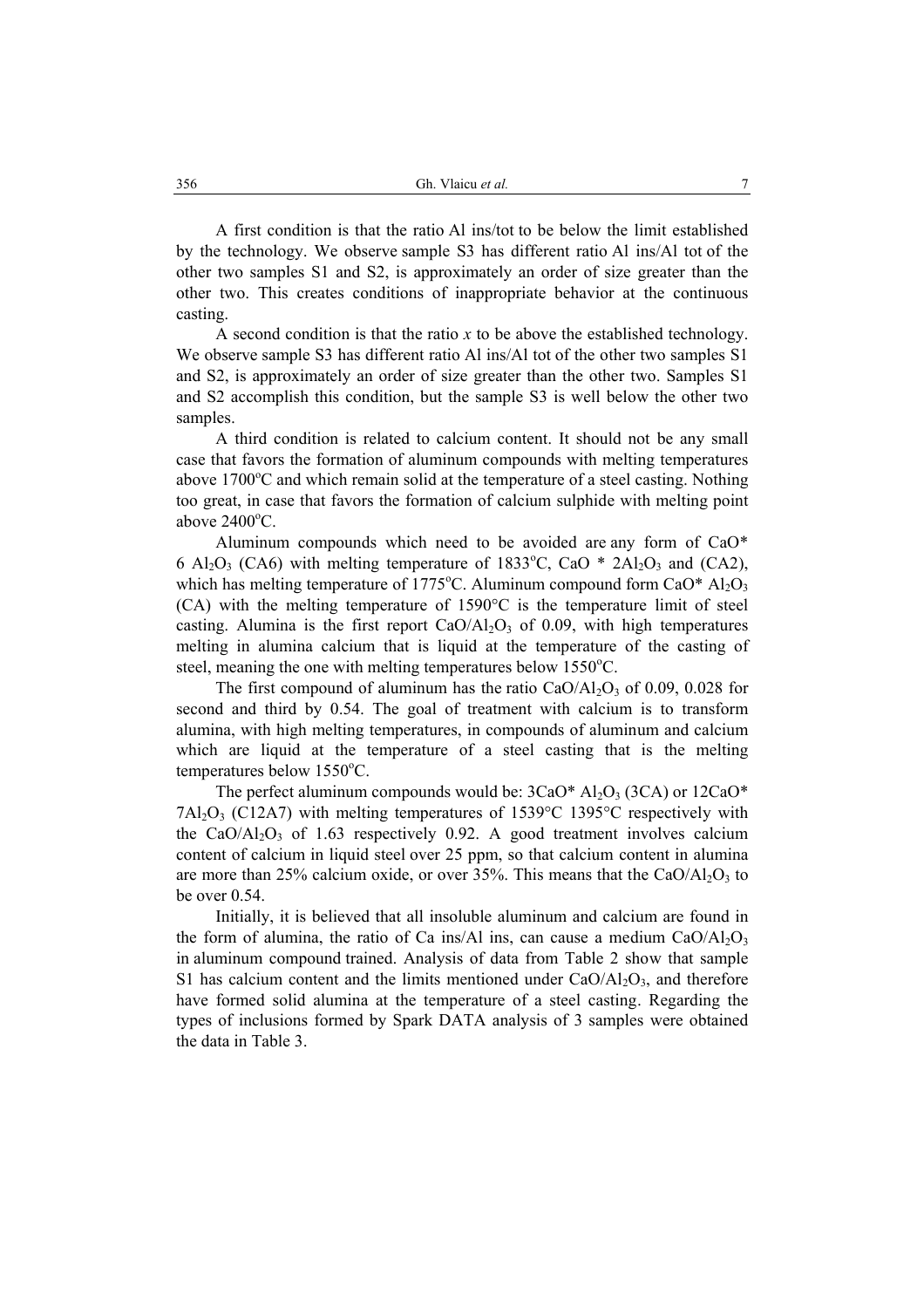A first condition is that the ratio Al ins/tot to be below the limit established by the technology. We observe sample S3 has different ratio Al ins/Al tot of the other two samples S1 and S2, is approximately an order of size greater than the other two. This creates conditions of inappropriate behavior at the continuous casting.

A second condition is that the ratio *x* to be above the established technology. We observe sample S3 has different ratio Al ins/Al tot of the other two samples S1 and S2, is approximately an order of size greater than the other two. Samples S1 and S2 accomplish this condition, but the sample S3 is well below the other two samples.

A third condition is related to calcium content. It should not be any small case that favors the formation of aluminum compounds with melting temperatures above 1700°C and which remain solid at the temperature of a steel casting. Nothing too great, in case that favors the formation of calcium sulphide with melting point above 2400°C.

Aluminum compounds which need to be avoided are any form of $CaO*6\ Al_2O_3$ (CA6) with melting temperature of 1833°C, $CaO * 2Al_2O_3$ and (CA2), which has melting temperature of 1775°C. Aluminum compound form $CaO* Al_2O_3$ (CA) with the melting temperature of 1590°C is the temperature limit of steel casting. Alumina is the first report $CaO/Al_2O_3$ of 0.09, with high temperatures melting in alumina calcium that is liquid at the temperature of the casting of steel, meaning the one with melting temperatures below 1550°C.

The first compound of aluminum has the ratio $CaO/Al_2O_3$ of 0.09, 0.028 for second and third by 0.54. The goal of treatment with calcium is to transform alumina, with high melting temperatures, in compounds of aluminum and calcium which are liquid at the temperature of a steel casting that is the melting temperatures below 1550°C.

The perfect aluminum compounds would be: $3CaO* Al_2O_3$ (3CA) or $12CaO* 7Al_2O_3$ (C12A7) with melting temperatures of 1539°C 1395°C respectively with the $CaO/Al_2O_3$ of 1.63 respectively 0.92. A good treatment involves calcium content of calcium in liquid steel over 25 ppm, so that calcium content in alumina are more than 25% calcium oxide, or over 35%. This means that the $CaO/Al_2O_3$ to be over 0.54.

Initially, it is believed that all insoluble aluminum and calcium are found in the form of alumina, the ratio of Ca ins/Al ins, can cause a medium $CaO/Al_2O_3$ in aluminum compound trained. Analysis of data from Table 2 show that sample S1 has calcium content and the limits mentioned under $CaO/Al_2O_3$, and therefore have formed solid alumina at the temperature of a steel casting. Regarding the types of inclusions formed by Spark DATA analysis of 3 samples were obtained the data in Table 3.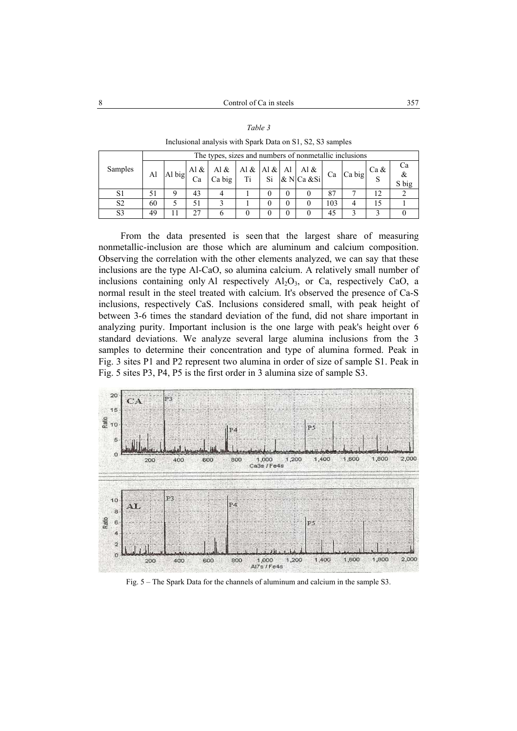*Table 3*

Inclusional analysis with Spark Data on S1, S2, S3 samples

| Samples | The types, sizes and numbers of nonmetallic inclusions | | | | | | | | | | | |
|---|---|---|---|---|---|---|---|---|---|---|---|---|
| | Al | Al big | Al & Ca | Al & Ca big | Al & Ti | Al & Si | Al & N | Al & Ca &Si | Ca | Ca big | Ca & S | Ca & S big |
| S1 | 51 | 9 | 43 | 4 | 1 | 0 | 0 | 0 | 87 | 7 | 12 | 2 |
| S2 | 60 | 5 | 51 | 3 | 1 | 0 | 0 | 0 | 103 | 4 | 15 | 1 |
| S3 | 49 | 11 | 27 | 6 | 0 | 0 | 0 | 0 | 45 | 3 | 3 | 0 |

From the data presented is seen that the largest share of measuring nonmetallic-inclusion are those which are aluminum and calcium composition. Observing the correlation with the other elements analyzed, we can say that these inclusions are the type Al-CaO, so alumina calcium. A relatively small number of inclusions containing only Al respectively $Al_2O_3$, or Ca, respectively CaO, a normal result in the steel treated with calcium. It's observed the presence of Ca-S inclusions, respectively CaS. Inclusions considered small, with peak height of between 3-6 times the standard deviation of the fund, did not share important in analyzing purity. Important inclusion is the one large with peak's height over 6 standard deviations. We analyze several large alumina inclusions from the 3 samples to determine their concentration and type of alumina formed. Peak in Fig. 3 sites P1 and P2 represent two alumina in order of size of sample S1. Peak in Fig. 5 sites P3, P4, P5 is the first order in 3 alumina size of sample S3.

Fig. 5 – The Spark Data for the channels of aluminum and calcium in the sample S3.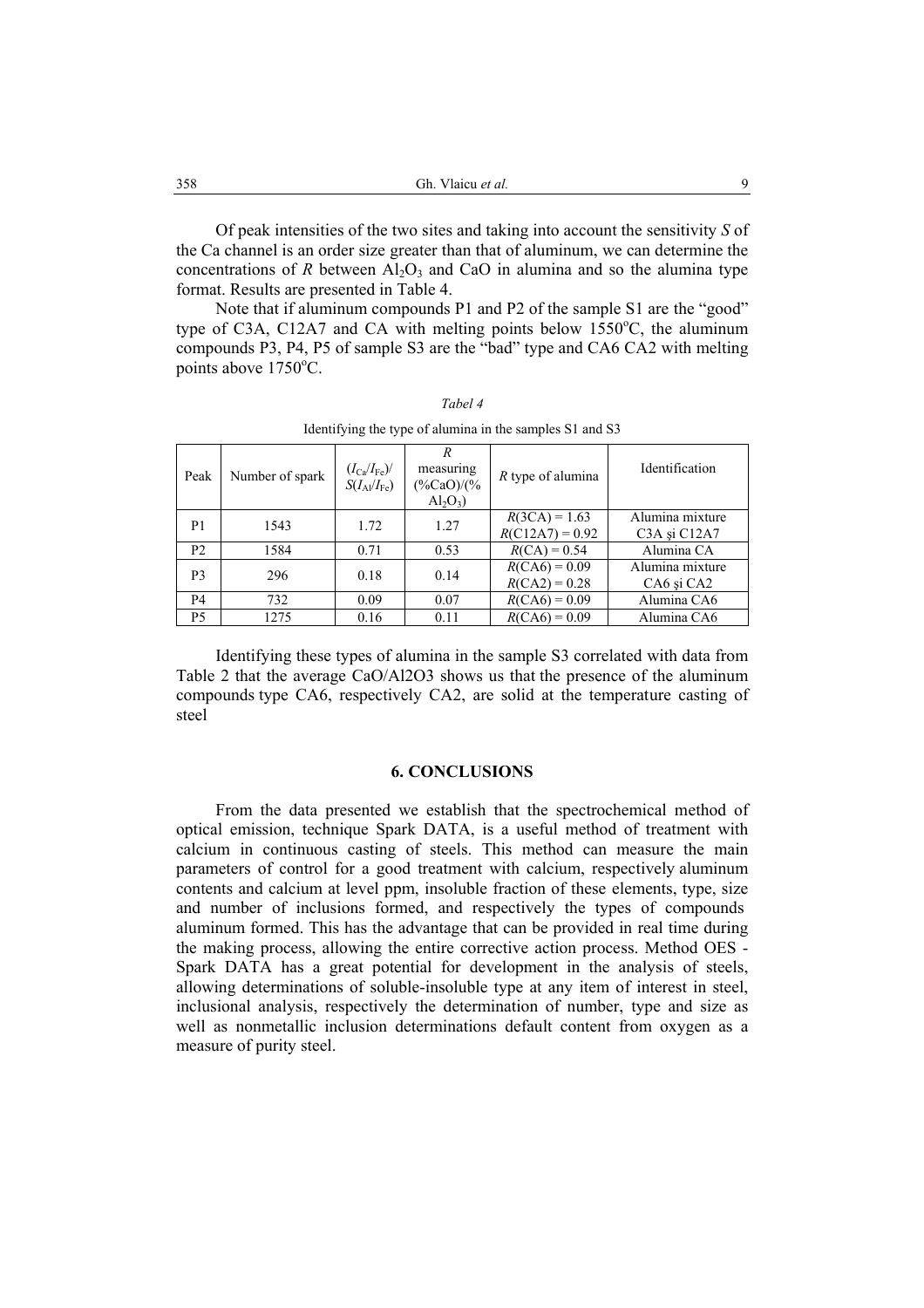Of peak intensities of the two sites and taking into account the sensitivity *S* of the Ca channel is an order size greater than that of aluminum, we can determine the concentrations of *R* between $Al_2O_3$ and CaO in alumina and so the alumina type format. Results are presented in Table 4.

Note that if aluminum compounds P1 and P2 of the sample S1 are the "good" type of C3A, C12A7 and CA with melting points below 1550°C, the aluminum compounds P3, P4, P5 of sample S3 are the "bad" type and CA6 CA2 with melting points above 1750°C.

*Tabel 4*

Identifying the type of alumina in the samples S1 and S3

| Peak | Number of spark | $(I_{Ca}/I_{Fe})/S(I_{Al}/I_{Fe})$ | *R* measuring (%CaO)/(%$Al_2O_3$) | *R* type of alumina | Identification |
|---|---|---|---|---|---|
| P1 | 1543 | 1.72 | 1.27 | *R*(3CA) = 1.63<br>*R*(C12A7) = 0.92 | Alumina mixture C3A şi C12A7 |
| P2 | 1584 | 0.71 | 0.53 | *R*(CA) = 0.54 | Alumina CA |
| P3 | 296 | 0.18 | 0.14 | *R*(CA6) = 0.09<br>*R*(CA2) = 0.28 | Alumina mixture CA6 şi CA2 |
| P4 | 732 | 0.09 | 0.07 | *R*(CA6) = 0.09 | Alumina CA6 |
| P5 | 1275 | 0.16 | 0.11 | *R*(CA6) = 0.09 | Alumina CA6 |

Identifying these types of alumina in the sample S3 correlated with data from Table 2 that the average CaO/Al2O3 shows us that the presence of the aluminum compounds type CA6, respectively CA2, are solid at the temperature casting of steel

## 6. CONCLUSIONS

From the data presented we establish that the spectrochemical method of optical emission, technique Spark DATA, is a useful method of treatment with calcium in continuous casting of steels. This method can measure the main parameters of control for a good treatment with calcium, respectively aluminum contents and calcium at level ppm, insoluble fraction of these elements, type, size and number of inclusions formed, and respectively the types of compounds aluminum formed. This has the advantage that can be provided in real time during the making process, allowing the entire corrective action process. Method OES - Spark DATA has a great potential for development in the analysis of steels, allowing determinations of soluble-insoluble type at any item of interest in steel, inclusional analysis, respectively the determination of number, type and size as well as nonmetallic inclusion determinations default content from oxygen as a measure of purity steel.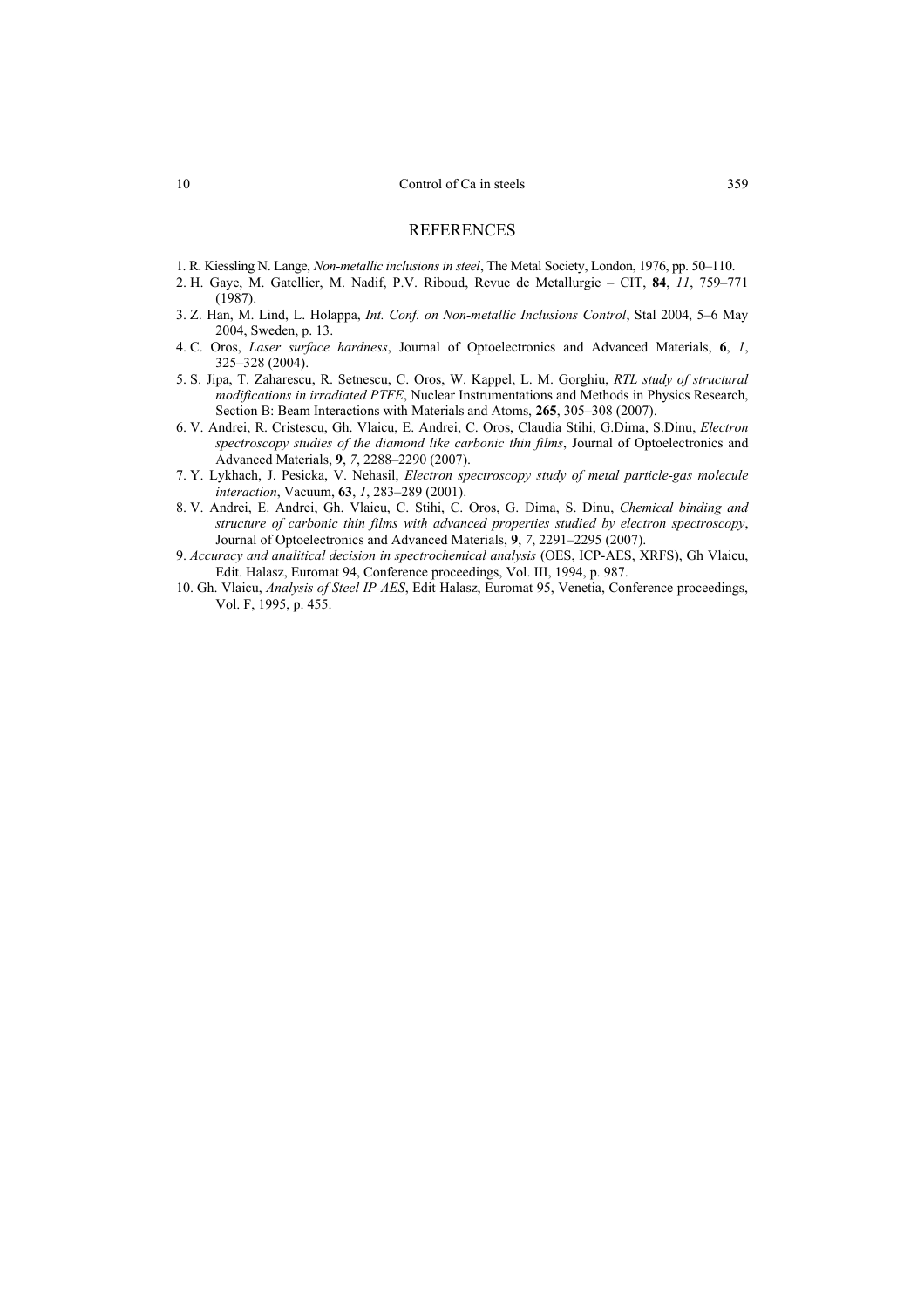## REFERENCES

1. R. Kiessling N. Lange, *Non-metallic inclusions in steel*, The Metal Society, London, 1976, pp. 50–110.
2. H. Gaye, M. Gatellier, M. Nadif, P.V. Riboud, Revue de Metallurgie – CIT, **84**, *11*, 759–771 (1987).
3. Z. Han, M. Lind, L. Holappa, *Int. Conf. on Non-metallic Inclusions Control*, Stal 2004, 5–6 May 2004, Sweden, p. 13.
4. C. Oros, *Laser surface hardness*, Journal of Optoelectronics and Advanced Materials, **6**, *1*, 325–328 (2004).
5. S. Jipa, T. Zaharescu, R. Setnescu, C. Oros, W. Kappel, L. M. Gorghiu, *RTL study of structural modifications in irradiated PTFE*, Nuclear Instrumentations and Methods in Physics Research, Section B: Beam Interactions with Materials and Atoms, **265**, 305–308 (2007).
6. V. Andrei, R. Cristescu, Gh. Vlaicu, E. Andrei, C. Oros, Claudia Stihi, G.Dima, S.Dinu, *Electron spectroscopy studies of the diamond like carbonic thin films*, Journal of Optoelectronics and Advanced Materials, **9**, *7*, 2288–2290 (2007).
7. Y. Lykhach, J. Pesicka, V. Nehasil, *Electron spectroscopy study of metal particle-gas molecule interaction*, Vacuum, **63**, *1*, 283–289 (2001).
8. V. Andrei, E. Andrei, Gh. Vlaicu, C. Stihi, C. Oros, G. Dima, S. Dinu, *Chemical binding and structure of carbonic thin films with advanced properties studied by electron spectroscopy*, Journal of Optoelectronics and Advanced Materials, **9**, *7*, 2291–2295 (2007).
9. *Accuracy and analitical decision in spectrochemical analysis* (OES, ICP-AES, XRFS), Gh Vlaicu, Edit. Halasz, Euromat 94, Conference proceedings, Vol. III, 1994, p. 987.
10. Gh. Vlaicu, *Analysis of Steel IP-AES*, Edit Halasz, Euromat 95, Venetia, Conference proceedings, Vol. F, 1995, p. 455.